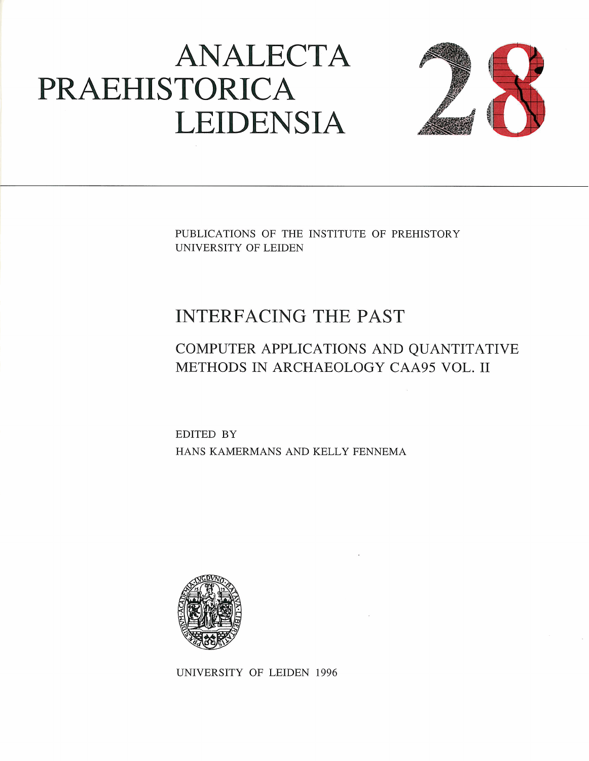# ANALECTA PRAEHISTORICA LEIDENSIA

# 28

PUBLICATIONS OF THE INSTITUTE OF PREHISTORY
UNIVERSITY OF LEIDEN

## INTERFACING THE PAST

### COMPUTER APPLICATIONS AND QUANTITATIVE METHODS IN ARCHAEOLOGY CAA95 VOL. II

EDITED BY
HANS KAMERMANS AND KELLY FENNEMA

UNIVERSITY OF LEIDEN 1996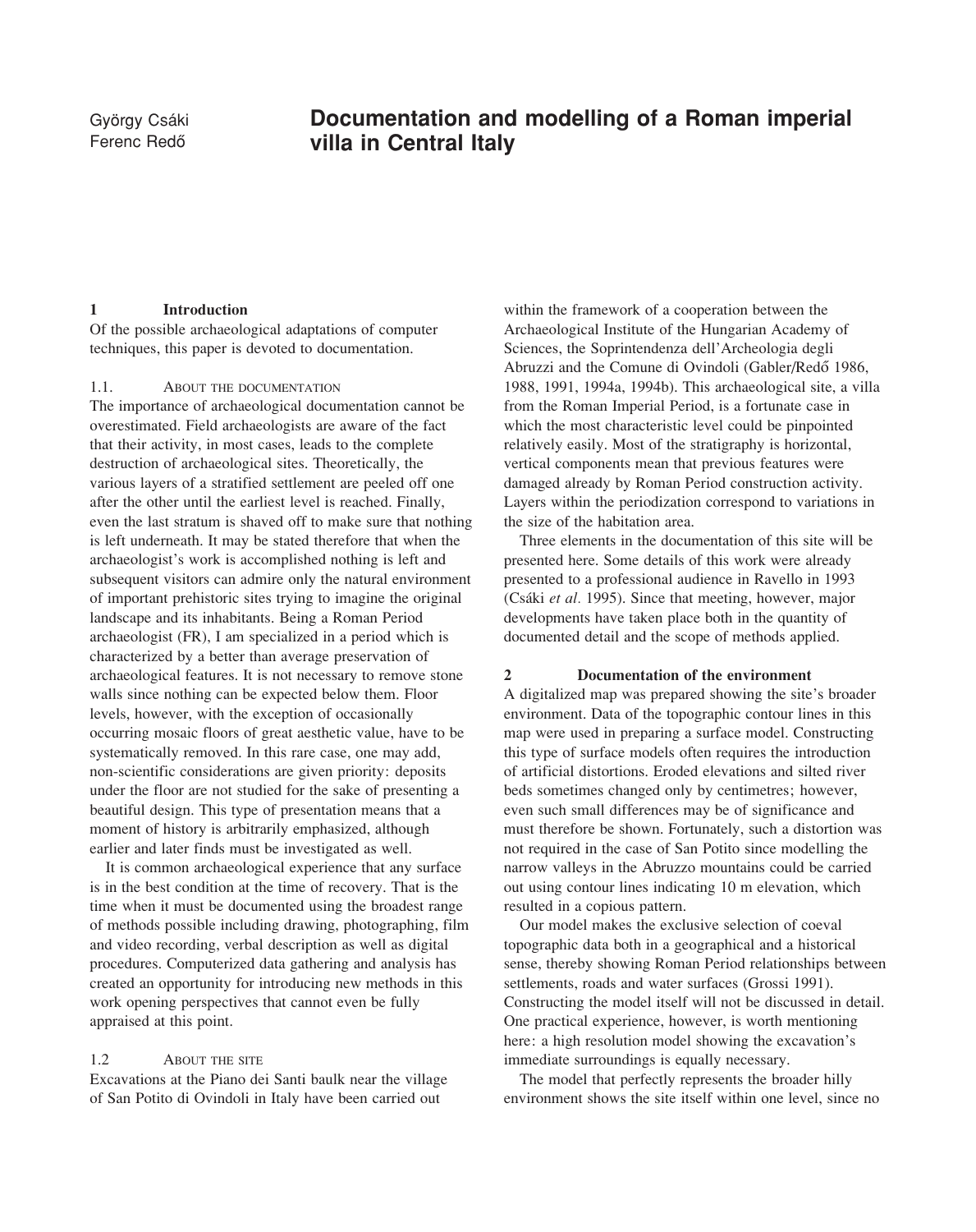György Csáki
Ferenc Redő

# Documentation and modelling of a Roman imperial villa in Central Italy

## 1 Introduction

Of the possible archaeological adaptations of computer techniques, this paper is devoted to documentation.

### 1.1. About the documentation

The importance of archaeological documentation cannot be overestimated. Field archaeologists are aware of the fact that their activity, in most cases, leads to the complete destruction of archaeological sites. Theoretically, the various layers of a stratified settlement are peeled off one after the other until the earliest level is reached. Finally, even the last stratum is shaved off to make sure that nothing is left underneath. It may be stated therefore that when the archaeologist's work is accomplished nothing is left and subsequent visitors can admire only the natural environment of important prehistoric sites trying to imagine the original landscape and its inhabitants. Being a Roman Period archaeologist (FR), I am specialized in a period which is characterized by a better than average preservation of archaeological features. It is not necessary to remove stone walls since nothing can be expected below them. Floor levels, however, with the exception of occasionally occurring mosaic floors of great aesthetic value, have to be systematically removed. In this rare case, one may add, non-scientific considerations are given priority: deposits under the floor are not studied for the sake of presenting a beautiful design. This type of presentation means that a moment of history is arbitrarily emphasized, although earlier and later finds must be investigated as well.

It is common archaeological experience that any surface is in the best condition at the time of recovery. That is the time when it must be documented using the broadest range of methods possible including drawing, photographing, film and video recording, verbal description as well as digital procedures. Computerized data gathering and analysis has created an opportunity for introducing new methods in this work opening perspectives that cannot even be fully appraised at this point.

### 1.2 About the site

Excavations at the Piano dei Santi baulk near the village of San Potito di Ovindoli in Italy have been carried out within the framework of a cooperation between the Archaeological Institute of the Hungarian Academy of Sciences, the Soprintendenza dell'Archeologia degli Abruzzi and the Comune di Ovindoli (Gabler/Redő 1986, 1988, 1991, 1994a, 1994b). This archaeological site, a villa from the Roman Imperial Period, is a fortunate case in which the most characteristic level could be pinpointed relatively easily. Most of the stratigraphy is horizontal, vertical components mean that previous features were damaged already by Roman Period construction activity. Layers within the periodization correspond to variations in the size of the habitation area.

Three elements in the documentation of this site will be presented here. Some details of this work were already presented to a professional audience in Ravello in 1993 (Csáki *et al.* 1995). Since that meeting, however, major developments have taken place both in the quantity of documented detail and the scope of methods applied.

## 2 Documentation of the environment

A digitalized map was prepared showing the site's broader environment. Data of the topographic contour lines in this map were used in preparing a surface model. Constructing this type of surface models often requires the introduction of artificial distortions. Eroded elevations and silted river beds sometimes changed only by centimetres; however, even such small differences may be of significance and must therefore be shown. Fortunately, such a distortion was not required in the case of San Potito since modelling the narrow valleys in the Abruzzo mountains could be carried out using contour lines indicating 10 m elevation, which resulted in a copious pattern.

Our model makes the exclusive selection of coeval topographic data both in a geographical and a historical sense, thereby showing Roman Period relationships between settlements, roads and water surfaces (Grossi 1991). Constructing the model itself will not be discussed in detail. One practical experience, however, is worth mentioning here: a high resolution model showing the excavation's immediate surroundings is equally necessary.

The model that perfectly represents the broader hilly environment shows the site itself within one level, since no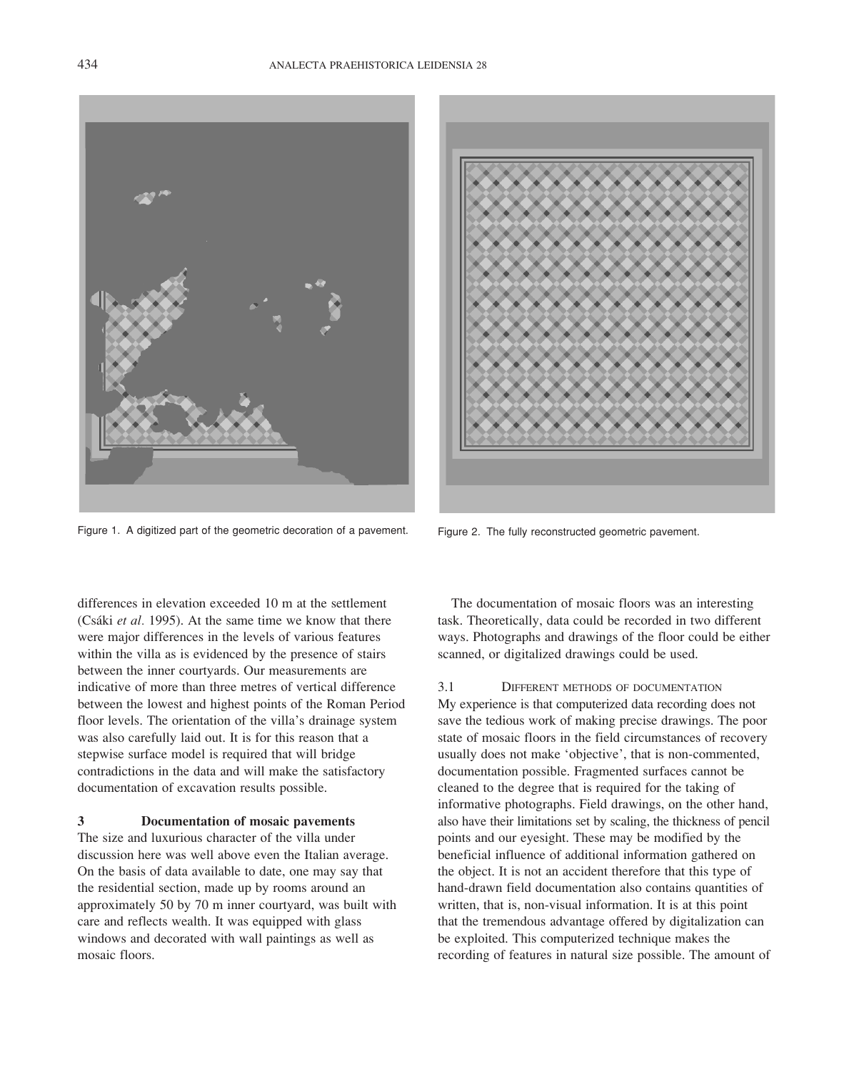Figure 1. A digitized part of the geometric decoration of a pavement.

Figure 2. The fully reconstructed geometric pavement.

differences in elevation exceeded 10 m at the settlement (Csáki *et al.* 1995). At the same time we know that there were major differences in the levels of various features within the villa as is evidenced by the presence of stairs between the inner courtyards. Our measurements are indicative of more than three metres of vertical difference between the lowest and highest points of the Roman Period floor levels. The orientation of the villa's drainage system was also carefully laid out. It is for this reason that a stepwise surface model is required that will bridge contradictions in the data and will make the satisfactory documentation of excavation results possible.

## 3 Documentation of mosaic pavements

The size and luxurious character of the villa under discussion here was well above even the Italian average. On the basis of data available to date, one may say that the residential section, made up by rooms around an approximately 50 by 70 m inner courtyard, was built with care and reflects wealth. It was equipped with glass windows and decorated with wall paintings as well as mosaic floors.

The documentation of mosaic floors was an interesting task. Theoretically, data could be recorded in two different ways. Photographs and drawings of the floor could be either scanned, or digitalized drawings could be used.

### 3.1 Different methods of documentation

My experience is that computerized data recording does not save the tedious work of making precise drawings. The poor state of mosaic floors in the field circumstances of recovery usually does not make 'objective', that is non-commented, documentation possible. Fragmented surfaces cannot be cleaned to the degree that is required for the taking of informative photographs. Field drawings, on the other hand, also have their limitations set by scaling, the thickness of pencil points and our eyesight. These may be modified by the beneficial influence of additional information gathered on the object. It is not an accident therefore that this type of hand-drawn field documentation also contains quantities of written, that is, non-visual information. It is at this point that the tremendous advantage offered by digitalization can be exploited. This computerized technique makes the recording of features in natural size possible. The amount of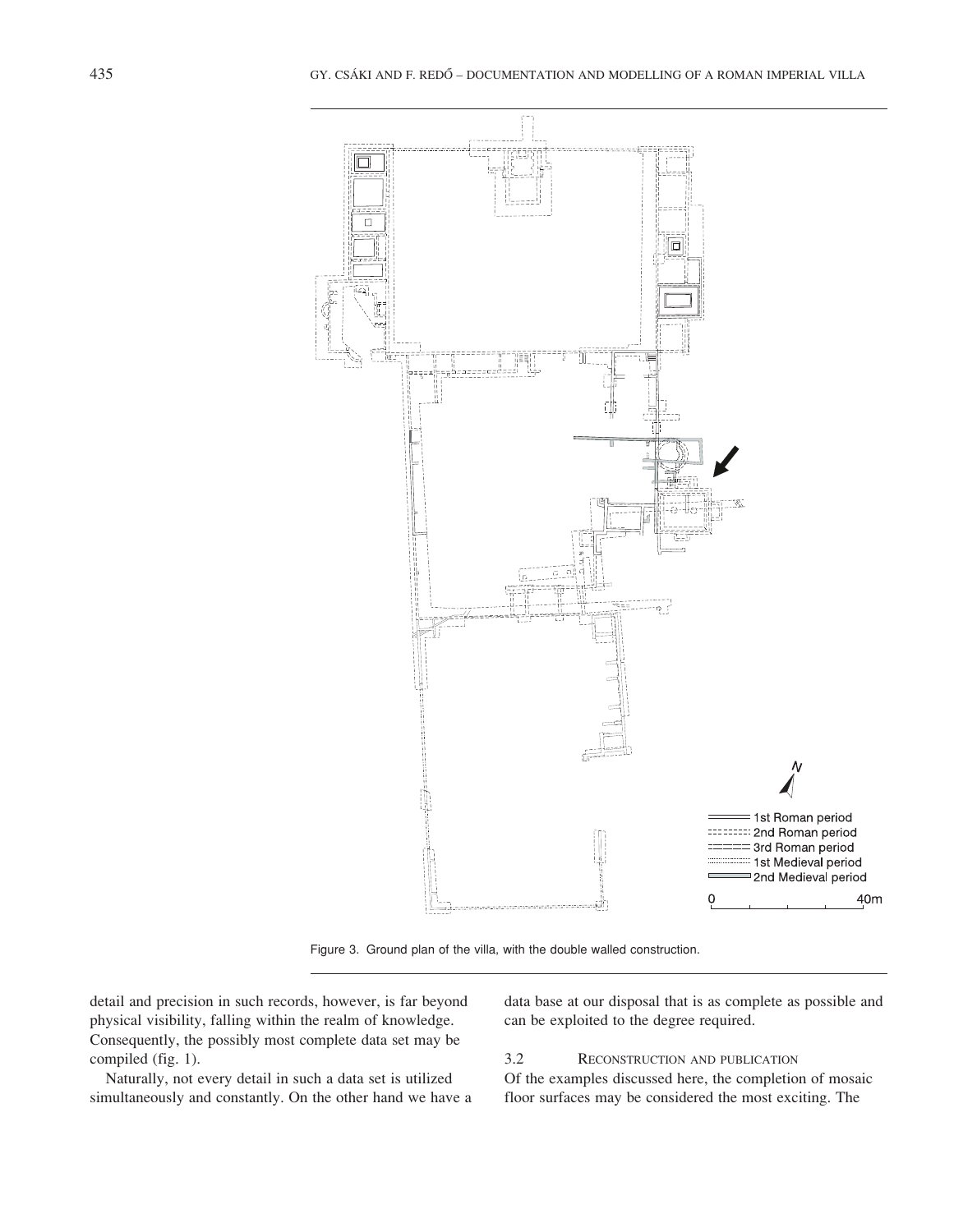Figure 3. Ground plan of the villa, with the double walled construction.

detail and precision in such records, however, is far beyond physical visibility, falling within the realm of knowledge. Consequently, the possibly most complete data set may be compiled (fig. 1).

Naturally, not every detail in such a data set is utilized simultaneously and constantly. On the other hand we have a data base at our disposal that is as complete as possible and can be exploited to the degree required.

### 3.2 Reconstruction and publication

Of the examples discussed here, the completion of mosaic floor surfaces may be considered the most exciting. The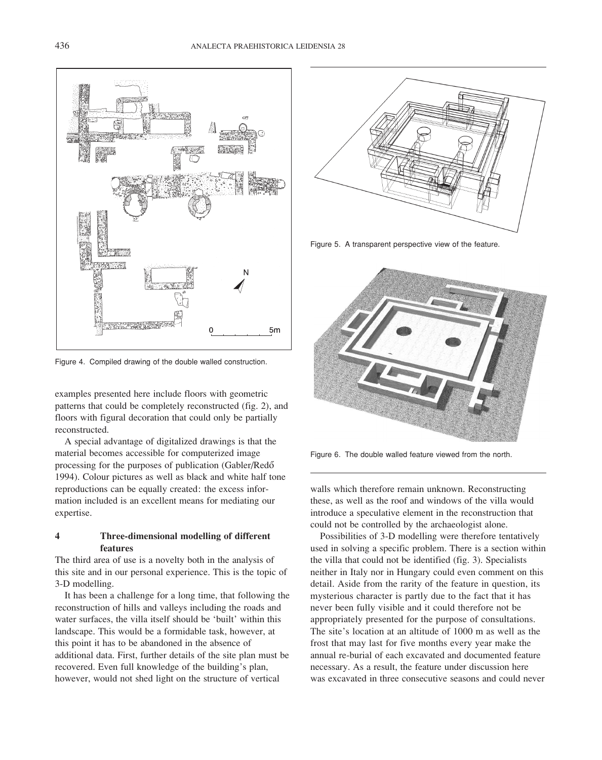Figure 4. Compiled drawing of the double walled construction.

Figure 5. A transparent perspective view of the feature.

Figure 6. The double walled feature viewed from the north.

examples presented here include floors with geometric patterns that could be completely reconstructed (fig. 2), and floors with figural decoration that could only be partially reconstructed.

A special advantage of digitalized drawings is that the material becomes accessible for computerized image processing for the purposes of publication (Gabler/Redő 1994). Colour pictures as well as black and white half tone reproductions can be equally created: the excess information included is an excellent means for mediating our expertise.

## 4 Three-dimensional modelling of different features

The third area of use is a novelty both in the analysis of this site and in our personal experience. This is the topic of 3-D modelling.

It has been a challenge for a long time, that following the reconstruction of hills and valleys including the roads and water surfaces, the villa itself should be 'built' within this landscape. This would be a formidable task, however, at this point it has to be abandoned in the absence of additional data. First, further details of the site plan must be recovered. Even full knowledge of the building's plan, however, would not shed light on the structure of vertical walls which therefore remain unknown. Reconstructing these, as well as the roof and windows of the villa would introduce a speculative element in the reconstruction that could not be controlled by the archaeologist alone.

Possibilities of 3-D modelling were therefore tentatively used in solving a specific problem. There is a section within the villa that could not be identified (fig. 3). Specialists neither in Italy nor in Hungary could even comment on this detail. Aside from the rarity of the feature in question, its mysterious character is partly due to the fact that it has never been fully visible and it could therefore not be appropriately presented for the purpose of consultations. The site's location at an altitude of 1000 m as well as the frost that may last for five months every year make the annual re-burial of each excavated and documented feature necessary. As a result, the feature under discussion here was excavated in three consecutive seasons and could never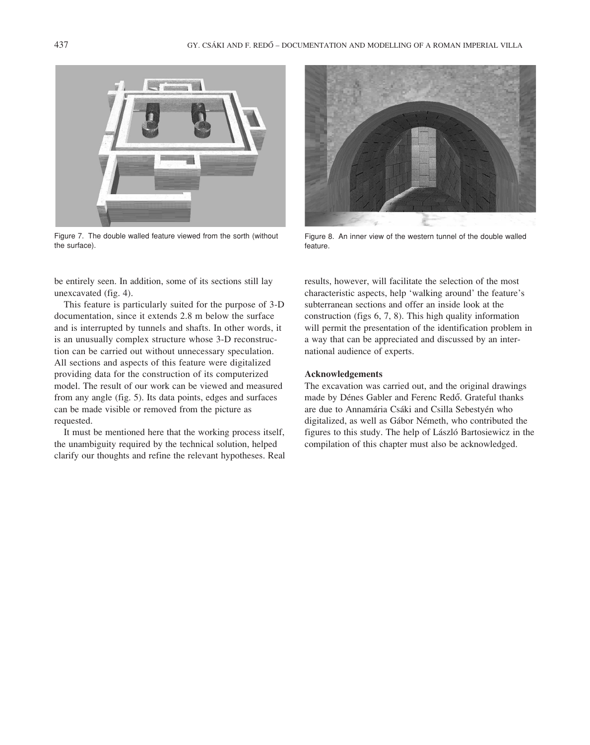Figure 7. The double walled feature viewed from the sorth (without the surface).

Figure 8. An inner view of the western tunnel of the double walled feature.

be entirely seen. In addition, some of its sections still lay unexcavated (fig. 4).

This feature is particularly suited for the purpose of 3-D documentation, since it extends 2.8 m below the surface and is interrupted by tunnels and shafts. In other words, it is an unusually complex structure whose 3-D reconstruction can be carried out without unnecessary speculation. All sections and aspects of this feature were digitalized providing data for the construction of its computerized model. The result of our work can be viewed and measured from any angle (fig. 5). Its data points, edges and surfaces can be made visible or removed from the picture as requested.

It must be mentioned here that the working process itself, the unambiguity required by the technical solution, helped clarify our thoughts and refine the relevant hypotheses. Real results, however, will facilitate the selection of the most characteristic aspects, help 'walking around' the feature's subterranean sections and offer an inside look at the construction (figs 6, 7, 8). This high quality information will permit the presentation of the identification problem in a way that can be appreciated and discussed by an international audience of experts.

**Acknowledgements**

The excavation was carried out, and the original drawings made by Dénes Gabler and Ferenc Redő. Grateful thanks are due to Annamária Csáki and Csilla Sebestyén who digitalized, as well as Gábor Németh, who contributed the figures to this study. The help of László Bartosiewicz in the compilation of this chapter must also be acknowledged.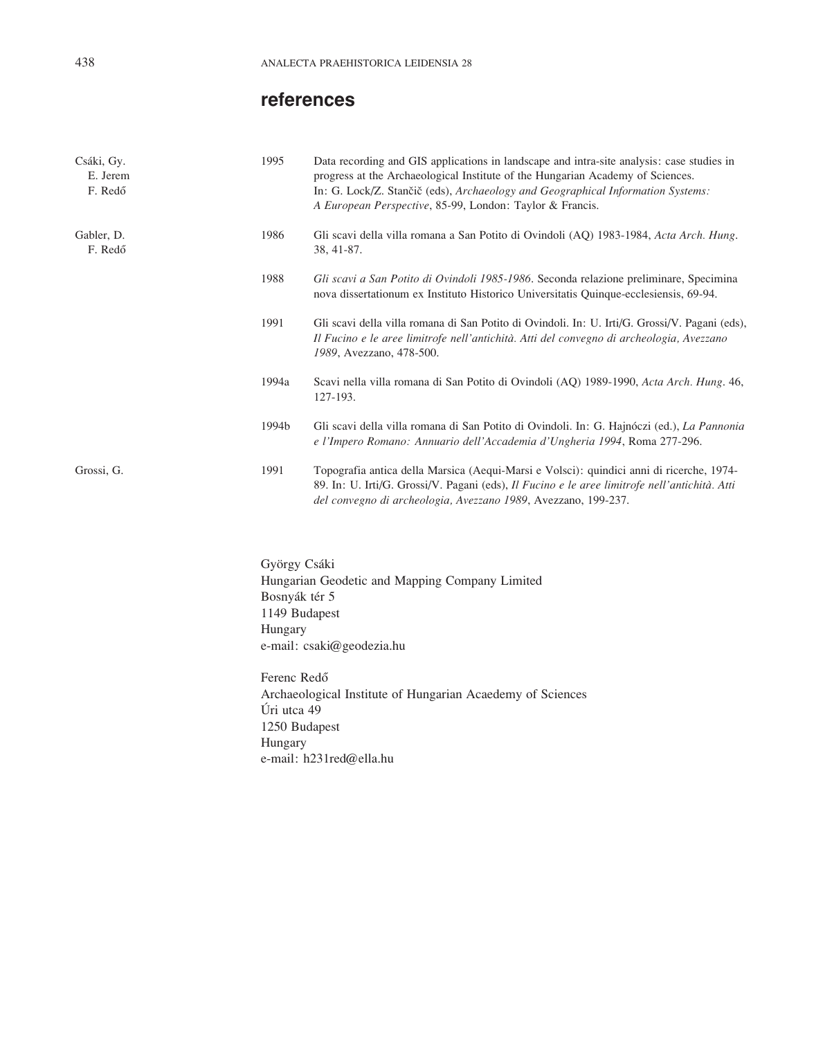## references

Csáki, Gy.
E. Jerem
F. Redő

1995 Data recording and GIS applications in landscape and intra-site analysis: case studies in progress at the Archaeological Institute of the Hungarian Academy of Sciences. In: G. Lock/Z. Stančič (eds), *Archaeology and Geographical Information Systems: A European Perspective*, 85-99, London: Taylor & Francis.

Gabler, D.
F. Redő

1986 Gli scavi della villa romana a San Potito di Ovindoli (AQ) 1983-1984, *Acta Arch. Hung.* 38, 41-87.

1988 *Gli scavi a San Potito di Ovindoli 1985-1986*. Seconda relazione preliminare, Specimina nova dissertationum ex Instituto Historico Universitatis Quinque-ecclesiensis, 69-94.

1991 Gli scavi della villa romana di San Potito di Ovindoli. In: U. Irti/G. Grossi/V. Pagani (eds), *Il Fucino e le aree limitrofe nell'antichità. Atti del convegno di archeologia, Avezzano 1989*, Avezzano, 478-500.

1994a Scavi nella villa romana di San Potito di Ovindoli (AQ) 1989-1990, *Acta Arch. Hung.* 46, 127-193.

1994b Gli scavi della villa romana di San Potito di Ovindoli. In: G. Hajnóczi (ed.), *La Pannonia e l'Impero Romano: Annuario dell'Accademia d'Ungheria 1994*, Roma 277-296.

Grossi, G.

1991 Topografia antica della Marsica (Aequi-Marsi e Volsci): quindici anni di ricerche, 1974-89. In: U. Irti/G. Grossi/V. Pagani (eds), *Il Fucino e le aree limitrofe nell'antichità. Atti del convegno di archeologia, Avezzano 1989*, Avezzano, 199-237.

György Csáki
Hungarian Geodetic and Mapping Company Limited
Bosnyák tér 5
1149 Budapest
Hungary
e-mail: csaki@geodezia.hu

Ferenc Redő
Archaeological Institute of Hungarian Acaedemy of Sciences
Úri utca 49
1250 Budapest
Hungary
e-mail: h231red@ella.hu